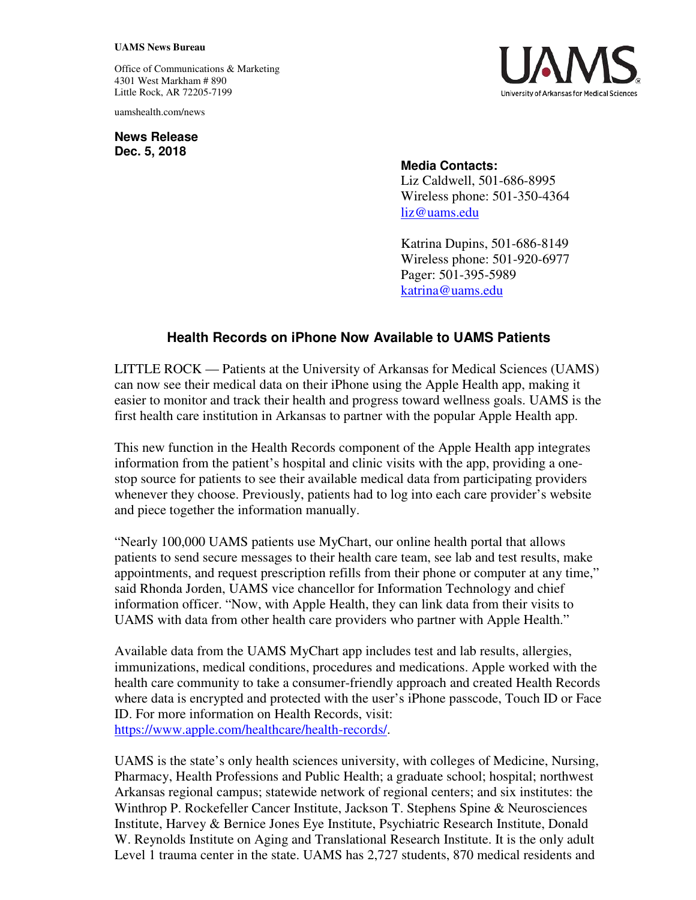**UAMS News Bureau**

Office of Communications & Marketing
4301 West Markham # 890
Little Rock, AR 72205-7199

uamshealth.com/news

**News Release**
**Dec. 5, 2018**

**Media Contacts:**
Liz Caldwell, 501-686-8995
Wireless phone: 501-350-4364
liz@uams.edu

Katrina Dupins, 501-686-8149
Wireless phone: 501-920-6977
Pager: 501-395-5989
katrina@uams.edu

## Health Records on iPhone Now Available to UAMS Patients

LITTLE ROCK — Patients at the University of Arkansas for Medical Sciences (UAMS) can now see their medical data on their iPhone using the Apple Health app, making it easier to monitor and track their health and progress toward wellness goals. UAMS is the first health care institution in Arkansas to partner with the popular Apple Health app.

This new function in the Health Records component of the Apple Health app integrates information from the patient's hospital and clinic visits with the app, providing a one-stop source for patients to see their available medical data from participating providers whenever they choose. Previously, patients had to log into each care provider's website and piece together the information manually.

"Nearly 100,000 UAMS patients use MyChart, our online health portal that allows patients to send secure messages to their health care team, see lab and test results, make appointments, and request prescription refills from their phone or computer at any time," said Rhonda Jorden, UAMS vice chancellor for Information Technology and chief information officer. "Now, with Apple Health, they can link data from their visits to UAMS with data from other health care providers who partner with Apple Health."

Available data from the UAMS MyChart app includes test and lab results, allergies, immunizations, medical conditions, procedures and medications. Apple worked with the health care community to take a consumer-friendly approach and created Health Records where data is encrypted and protected with the user's iPhone passcode, Touch ID or Face ID. For more information on Health Records, visit: https://www.apple.com/healthcare/health-records/.

UAMS is the state's only health sciences university, with colleges of Medicine, Nursing, Pharmacy, Health Professions and Public Health; a graduate school; hospital; northwest Arkansas regional campus; statewide network of regional centers; and six institutes: the Winthrop P. Rockefeller Cancer Institute, Jackson T. Stephens Spine & Neurosciences Institute, Harvey & Bernice Jones Eye Institute, Psychiatric Research Institute, Donald W. Reynolds Institute on Aging and Translational Research Institute. It is the only adult Level 1 trauma center in the state. UAMS has 2,727 students, 870 medical residents and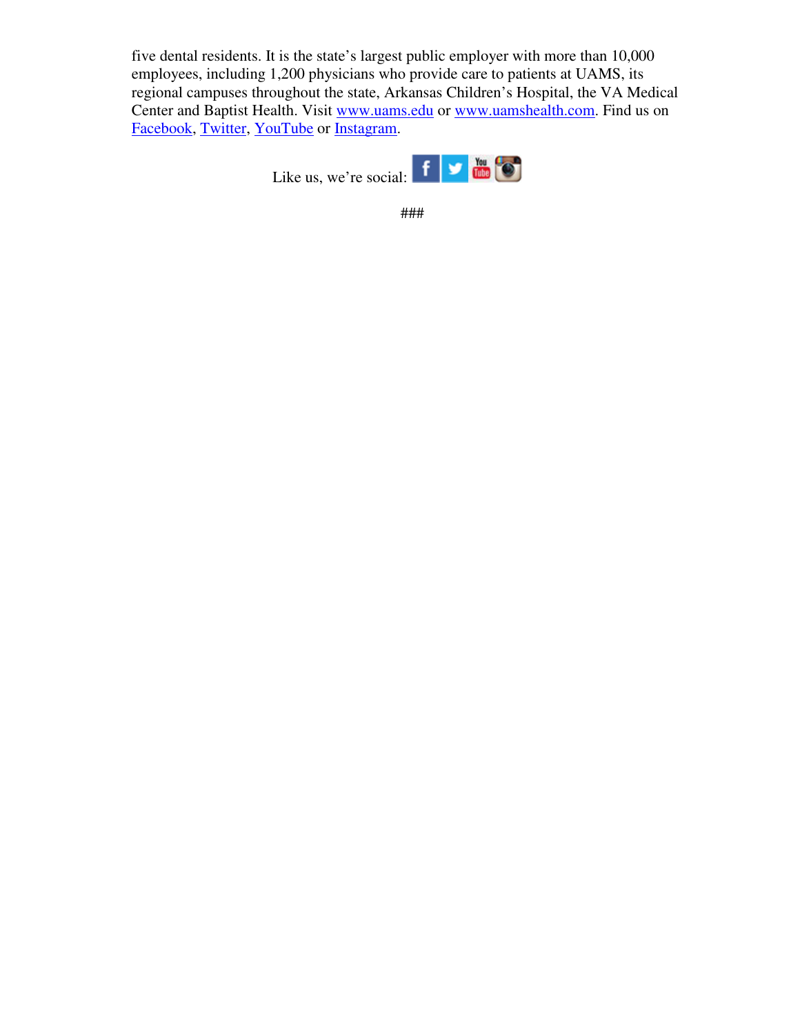five dental residents. It is the state's largest public employer with more than 10,000 employees, including 1,200 physicians who provide care to patients at UAMS, its regional campuses throughout the state, Arkansas Children's Hospital, the VA Medical Center and Baptist Health. Visit www.uams.edu or www.uamshealth.com. Find us on Facebook, Twitter, YouTube or Instagram.

Like us, we're social:

###